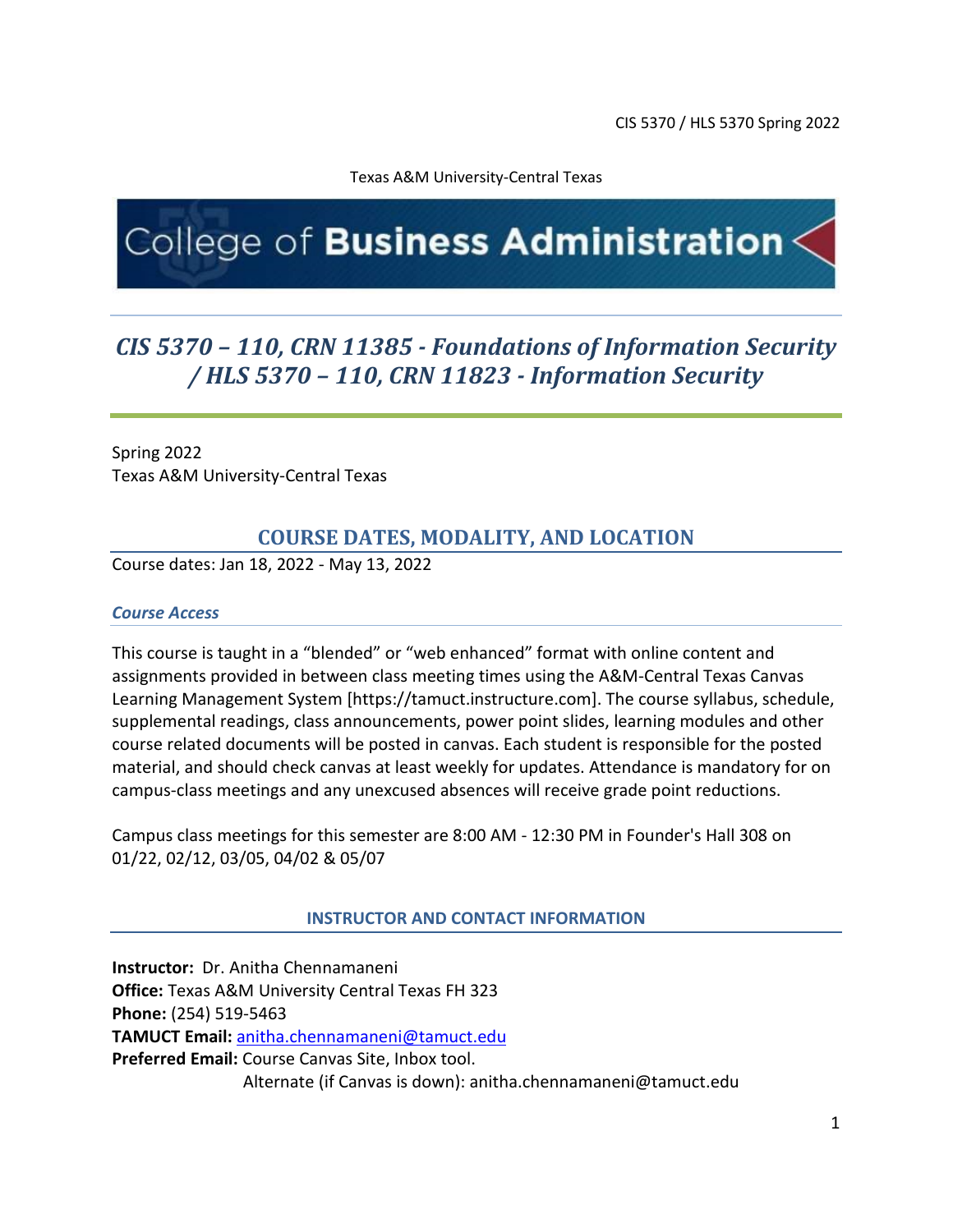Texas A&M University-Central Texas

College of Business Administration

# *CIS 5370 – 110, CRN 11385 - Foundations of Information Security / HLS 5370 – 110, CRN 11823 - Information Security*

Spring 2022
Texas A&M University-Central Texas

## COURSE DATES, MODALITY, AND LOCATION

Course dates: Jan 18, 2022 - May 13, 2022

### *Course Access*

This course is taught in a "blended" or "web enhanced" format with online content and assignments provided in between class meeting times using the A&M-Central Texas Canvas Learning Management System [https://tamuct.instructure.com]. The course syllabus, schedule, supplemental readings, class announcements, power point slides, learning modules and other course related documents will be posted in canvas. Each student is responsible for the posted material, and should check canvas at least weekly for updates. Attendance is mandatory for on campus-class meetings and any unexcused absences will receive grade point reductions.

Campus class meetings for this semester are 8:00 AM - 12:30 PM in Founder's Hall 308 on 01/22, 02/12, 03/05, 04/02 & 05/07

## INSTRUCTOR AND CONTACT INFORMATION

**Instructor:** Dr. Anitha Chennamaneni
**Office:** Texas A&M University Central Texas FH 323
**Phone:** (254) 519-5463
**TAMUCT Email:** anitha.chennamaneni@tamuct.edu
**Preferred Email:** Course Canvas Site, Inbox tool.
Alternate (if Canvas is down): anitha.chennamaneni@tamuct.edu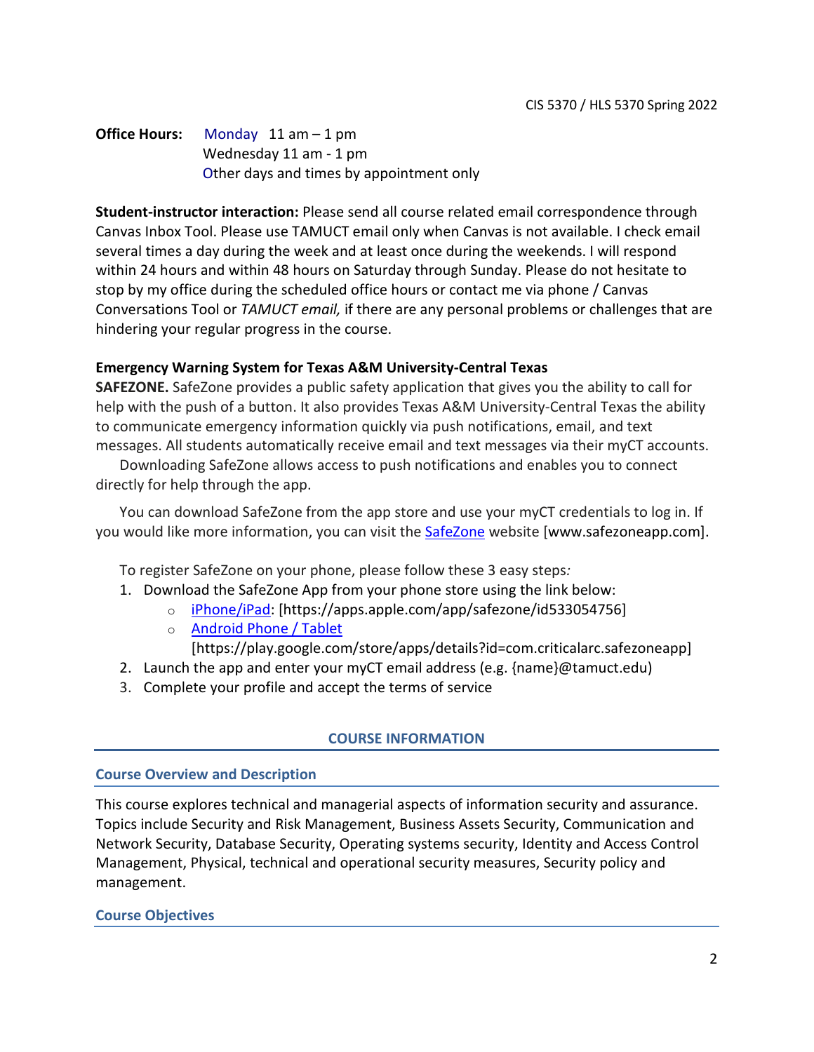**Office Hours:** Monday 11 am – 1 pm
Wednesday 11 am - 1 pm
Other days and times by appointment only

**Student-instructor interaction:** Please send all course related email correspondence through Canvas Inbox Tool. Please use TAMUCT email only when Canvas is not available. I check email several times a day during the week and at least once during the weekends. I will respond within 24 hours and within 48 hours on Saturday through Sunday. Please do not hesitate to stop by my office during the scheduled office hours or contact me via phone / Canvas Conversations Tool or *TAMUCT email,* if there are any personal problems or challenges that are hindering your regular progress in the course.

**Emergency Warning System for Texas A&M University-Central Texas**

**SAFEZONE.** SafeZone provides a public safety application that gives you the ability to call for help with the push of a button. It also provides Texas A&M University-Central Texas the ability to communicate emergency information quickly via push notifications, email, and text messages. All students automatically receive email and text messages via their myCT accounts.

Downloading SafeZone allows access to push notifications and enables you to connect directly for help through the app.

You can download SafeZone from the app store and use your myCT credentials to log in. If you would like more information, you can visit the SafeZone website [www.safezoneapp.com].

To register SafeZone on your phone, please follow these 3 easy steps:

1. Download the SafeZone App from your phone store using the link below:
   - iPhone/iPad: [https://apps.apple.com/app/safezone/id533054756]
   - Android Phone / Tablet [https://play.google.com/store/apps/details?id=com.criticalarc.safezoneapp]
2. Launch the app and enter your myCT email address (e.g. {name}@tamuct.edu)
3. Complete your profile and accept the terms of service

## COURSE INFORMATION

### Course Overview and Description

This course explores technical and managerial aspects of information security and assurance. Topics include Security and Risk Management, Business Assets Security, Communication and Network Security, Database Security, Operating systems security, Identity and Access Control Management, Physical, technical and operational security measures, Security policy and management.

### Course Objectives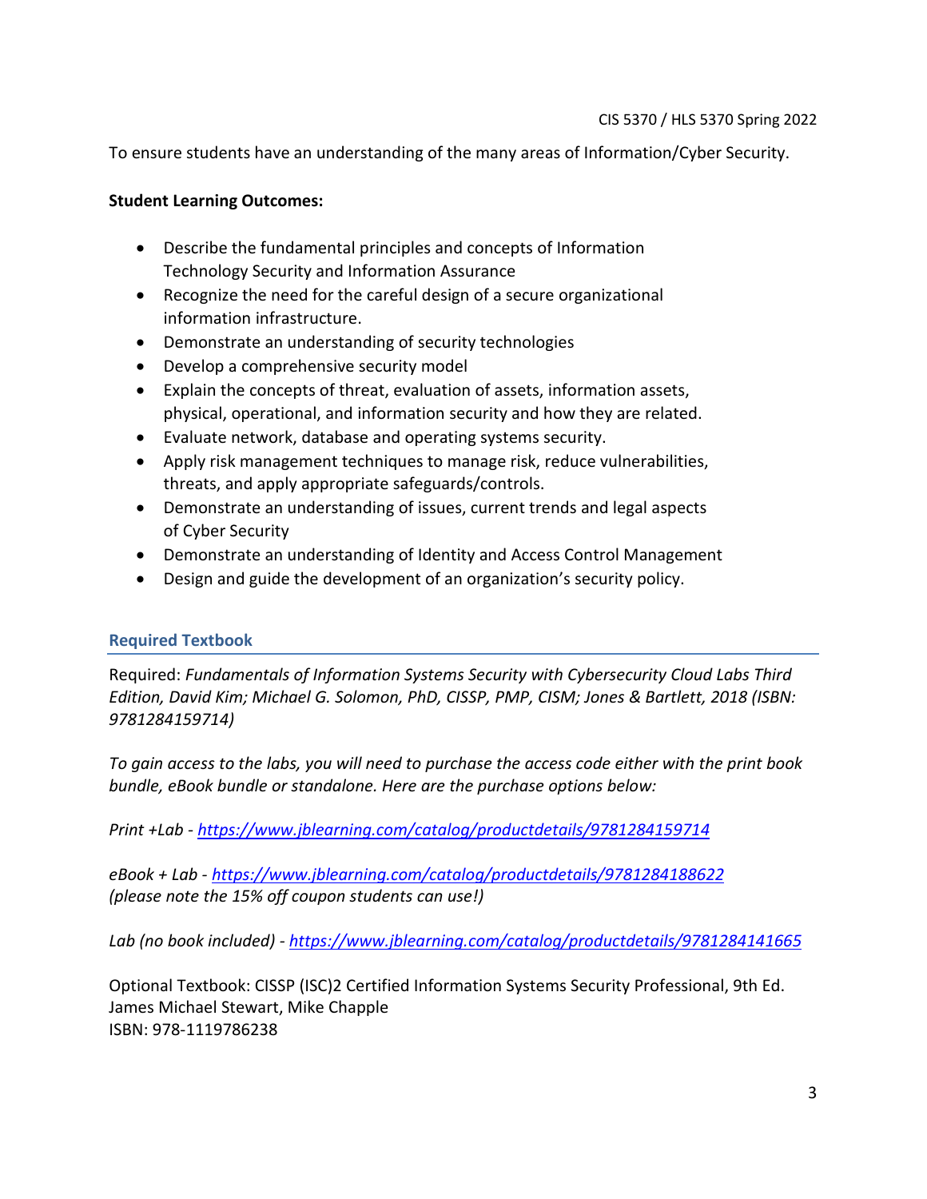To ensure students have an understanding of the many areas of Information/Cyber Security.

**Student Learning Outcomes:**

- Describe the fundamental principles and concepts of Information Technology Security and Information Assurance
- Recognize the need for the careful design of a secure organizational information infrastructure.
- Demonstrate an understanding of security technologies
- Develop a comprehensive security model
- Explain the concepts of threat, evaluation of assets, information assets, physical, operational, and information security and how they are related.
- Evaluate network, database and operating systems security.
- Apply risk management techniques to manage risk, reduce vulnerabilities, threats, and apply appropriate safeguards/controls.
- Demonstrate an understanding of issues, current trends and legal aspects of Cyber Security
- Demonstrate an understanding of Identity and Access Control Management
- Design and guide the development of an organization's security policy.

## Required Textbook

Required: *Fundamentals of Information Systems Security with Cybersecurity Cloud Labs Third Edition, David Kim; Michael G. Solomon, PhD, CISSP, PMP, CISM; Jones & Bartlett, 2018 (ISBN: 9781284159714)*

*To gain access to the labs, you will need to purchase the access code either with the print book bundle, eBook bundle or standalone. Here are the purchase options below:*

*Print +Lab - [https://www.jblearning.com/catalog/productdetails/9781284159714](https://www.jblearning.com/catalog/productdetails/9781284159714)*

*eBook + Lab - [https://www.jblearning.com/catalog/productdetails/9781284188622](https://www.jblearning.com/catalog/productdetails/9781284188622) (please note the 15% off coupon students can use!)*

*Lab (no book included) - [https://www.jblearning.com/catalog/productdetails/9781284141665](https://www.jblearning.com/catalog/productdetails/9781284141665)*

Optional Textbook: CISSP (ISC)2 Certified Information Systems Security Professional, 9th Ed.
James Michael Stewart, Mike Chapple
ISBN: 978-1119786238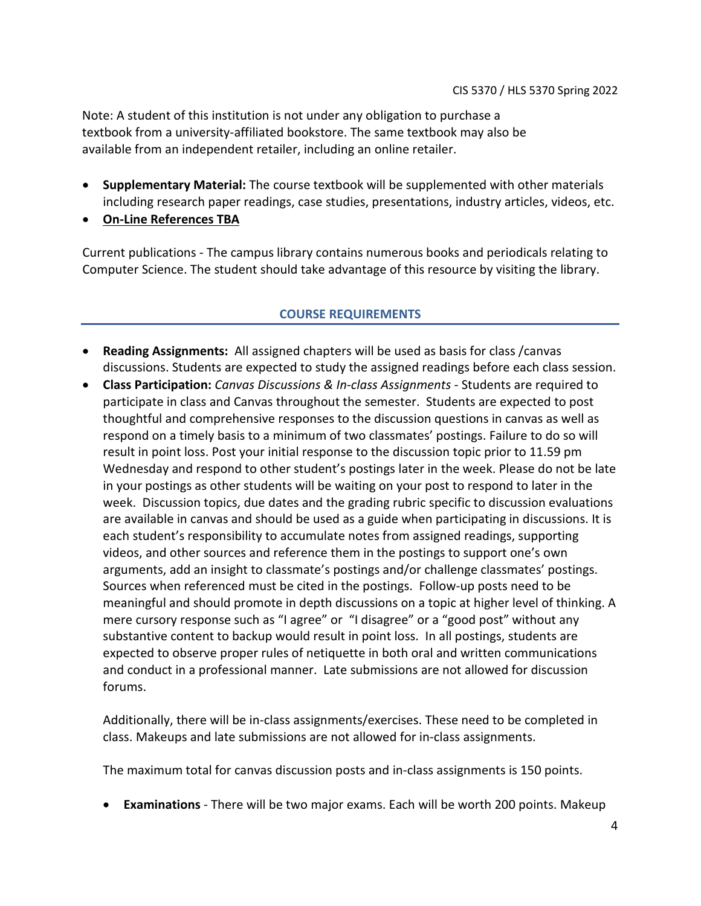Note: A student of this institution is not under any obligation to purchase a textbook from a university-affiliated bookstore. The same textbook may also be available from an independent retailer, including an online retailer.

- **Supplementary Material:** The course textbook will be supplemented with other materials including research paper readings, case studies, presentations, industry articles, videos, etc.
- **On-Line References TBA**

Current publications - The campus library contains numerous books and periodicals relating to Computer Science. The student should take advantage of this resource by visiting the library.

## COURSE REQUIREMENTS

- **Reading Assignments:** All assigned chapters will be used as basis for class /canvas discussions. Students are expected to study the assigned readings before each class session.
- **Class Participation:** *Canvas Discussions & In-class Assignments* - Students are required to participate in class and Canvas throughout the semester. Students are expected to post thoughtful and comprehensive responses to the discussion questions in canvas as well as respond on a timely basis to a minimum of two classmates' postings. Failure to do so will result in point loss. Post your initial response to the discussion topic prior to 11.59 pm Wednesday and respond to other student's postings later in the week. Please do not be late in your postings as other students will be waiting on your post to respond to later in the week. Discussion topics, due dates and the grading rubric specific to discussion evaluations are available in canvas and should be used as a guide when participating in discussions. It is each student's responsibility to accumulate notes from assigned readings, supporting videos, and other sources and reference them in the postings to support one's own arguments, add an insight to classmate's postings and/or challenge classmates' postings. Sources when referenced must be cited in the postings. Follow-up posts need to be meaningful and should promote in depth discussions on a topic at higher level of thinking. A mere cursory response such as "I agree" or "I disagree" or a "good post" without any substantive content to backup would result in point loss. In all postings, students are expected to observe proper rules of netiquette in both oral and written communications and conduct in a professional manner. Late submissions are not allowed for discussion forums.

  Additionally, there will be in-class assignments/exercises. These need to be completed in class. Makeups and late submissions are not allowed for in-class assignments.

  The maximum total for canvas discussion posts and in-class assignments is 150 points.

  - **Examinations** - There will be two major exams. Each will be worth 200 points. Makeup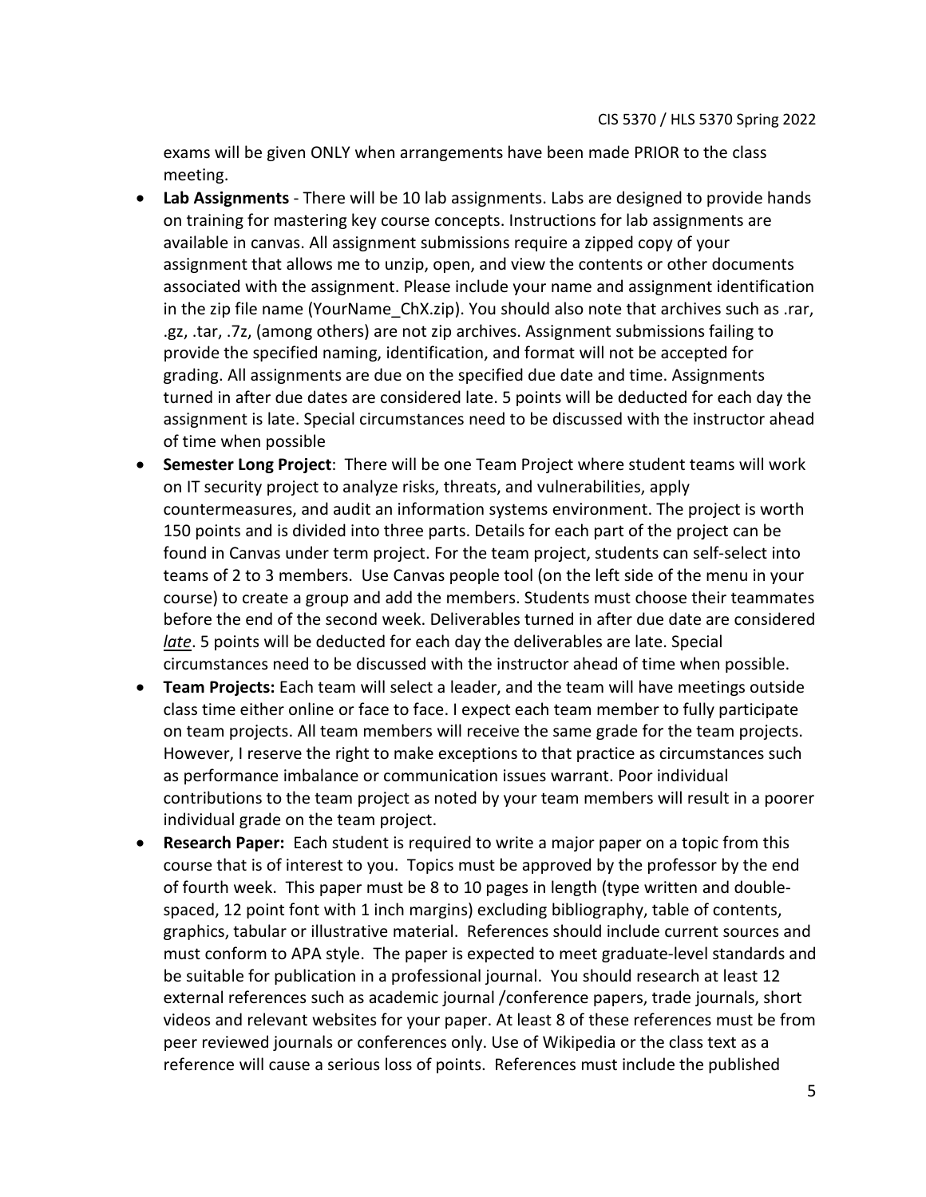exams will be given ONLY when arrangements have been made PRIOR to the class meeting.

- **Lab Assignments** - There will be 10 lab assignments. Labs are designed to provide hands on training for mastering key course concepts. Instructions for lab assignments are available in canvas. All assignment submissions require a zipped copy of your assignment that allows me to unzip, open, and view the contents or other documents associated with the assignment. Please include your name and assignment identification in the zip file name (YourName_ChX.zip). You should also note that archives such as .rar, .gz, .tar, .7z, (among others) are not zip archives. Assignment submissions failing to provide the specified naming, identification, and format will not be accepted for grading. All assignments are due on the specified due date and time. Assignments turned in after due dates are considered late. 5 points will be deducted for each day the assignment is late. Special circumstances need to be discussed with the instructor ahead of time when possible
- **Semester Long Project**: There will be one Team Project where student teams will work on IT security project to analyze risks, threats, and vulnerabilities, apply countermeasures, and audit an information systems environment. The project is worth 150 points and is divided into three parts. Details for each part of the project can be found in Canvas under term project. For the team project, students can self-select into teams of 2 to 3 members. Use Canvas people tool (on the left side of the menu in your course) to create a group and add the members. Students must choose their teammates before the end of the second week. Deliverables turned in after due date are considered <u>*late*</u>. 5 points will be deducted for each day the deliverables are late. Special circumstances need to be discussed with the instructor ahead of time when possible.
- **Team Projects:** Each team will select a leader, and the team will have meetings outside class time either online or face to face. I expect each team member to fully participate on team projects. All team members will receive the same grade for the team projects. However, I reserve the right to make exceptions to that practice as circumstances such as performance imbalance or communication issues warrant. Poor individual contributions to the team project as noted by your team members will result in a poorer individual grade on the team project.
- **Research Paper:** Each student is required to write a major paper on a topic from this course that is of interest to you. Topics must be approved by the professor by the end of fourth week. This paper must be 8 to 10 pages in length (type written and double-spaced, 12 point font with 1 inch margins) excluding bibliography, table of contents, graphics, tabular or illustrative material. References should include current sources and must conform to APA style. The paper is expected to meet graduate-level standards and be suitable for publication in a professional journal. You should research at least 12 external references such as academic journal /conference papers, trade journals, short videos and relevant websites for your paper. At least 8 of these references must be from peer reviewed journals or conferences only. Use of Wikipedia or the class text as a reference will cause a serious loss of points. References must include the published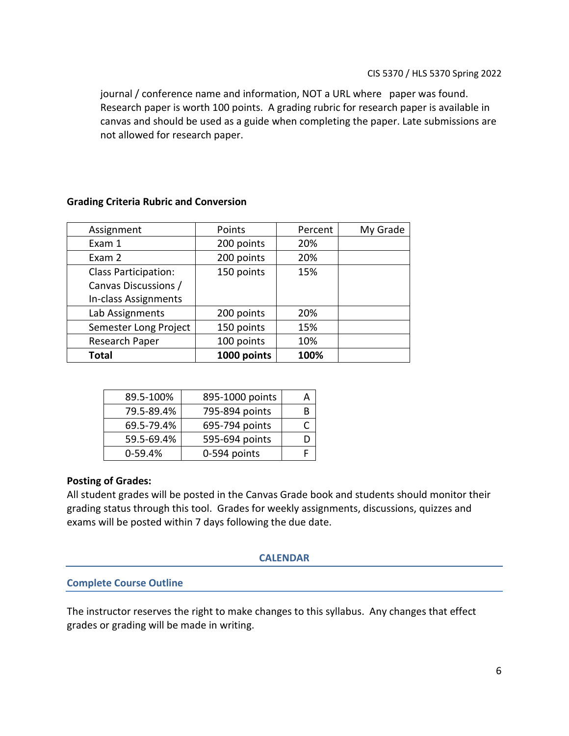journal / conference name and information, NOT a URL where paper was found. Research paper is worth 100 points. A grading rubric for research paper is available in canvas and should be used as a guide when completing the paper. Late submissions are not allowed for research paper.

**Grading Criteria Rubric and Conversion**

| Assignment | Points | Percent | My Grade |
|---|---|---|---|
| Exam 1 | 200 points | 20% | |
| Exam 2 | 200 points | 20% | |
| Class Participation: Canvas Discussions / In-class Assignments | 150 points | 15% | |
| Lab Assignments | 200 points | 20% | |
| Semester Long Project | 150 points | 15% | |
| Research Paper | 100 points | 10% | |
| **Total** | **1000 points** | **100%** | |

| | | |
|---|---|---|
| 89.5-100% | 895-1000 points | A |
| 79.5-89.4% | 795-894 points | B |
| 69.5-79.4% | 695-794 points | C |
| 59.5-69.4% | 595-694 points | D |
| 0-59.4% | 0-594 points | F |

**Posting of Grades:**

All student grades will be posted in the Canvas Grade book and students should monitor their grading status through this tool. Grades for weekly assignments, discussions, quizzes and exams will be posted within 7 days following the due date.

## CALENDAR

### Complete Course Outline

The instructor reserves the right to make changes to this syllabus. Any changes that effect grades or grading will be made in writing.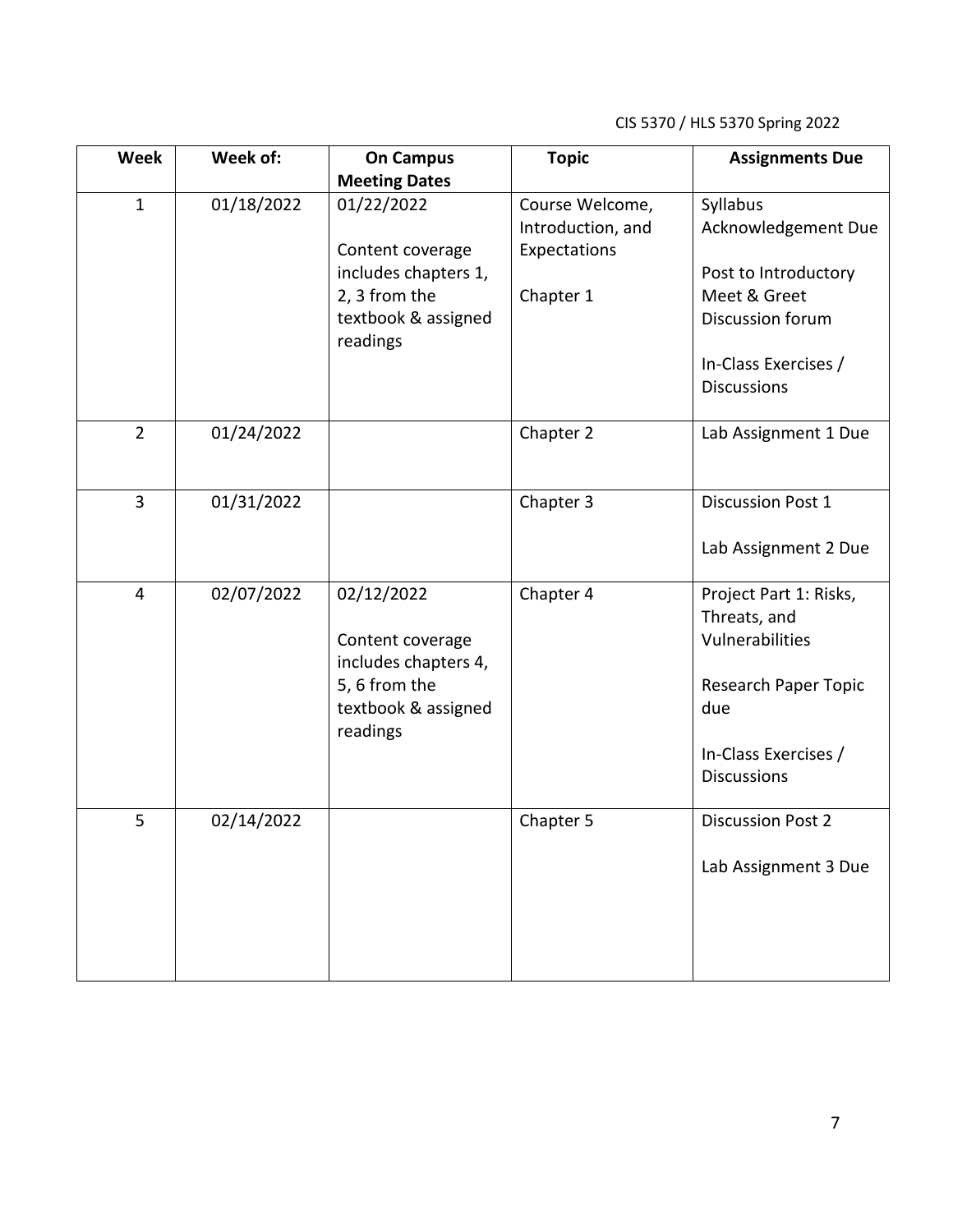| Week | Week of: | On Campus Meeting Dates | Topic | Assignments Due |
|---|---|---|---|---|
| 1 | 01/18/2022 | 01/22/2022<br><br>Content coverage includes chapters 1, 2, 3 from the textbook & assigned readings | Course Welcome, Introduction, and Expectations<br><br>Chapter 1 | Syllabus Acknowledgement Due<br><br>Post to Introductory Meet & Greet Discussion forum<br><br>In-Class Exercises / Discussions |
| 2 | 01/24/2022 | | Chapter 2 | Lab Assignment 1 Due |
| 3 | 01/31/2022 | | Chapter 3 | Discussion Post 1<br><br>Lab Assignment 2 Due |
| 4 | 02/07/2022 | 02/12/2022<br><br>Content coverage includes chapters 4, 5, 6 from the textbook & assigned readings | Chapter 4 | Project Part 1: Risks, Threats, and Vulnerabilities<br><br>Research Paper Topic due<br><br>In-Class Exercises / Discussions |
| 5 | 02/14/2022 | | Chapter 5 | Discussion Post 2<br><br>Lab Assignment 3 Due |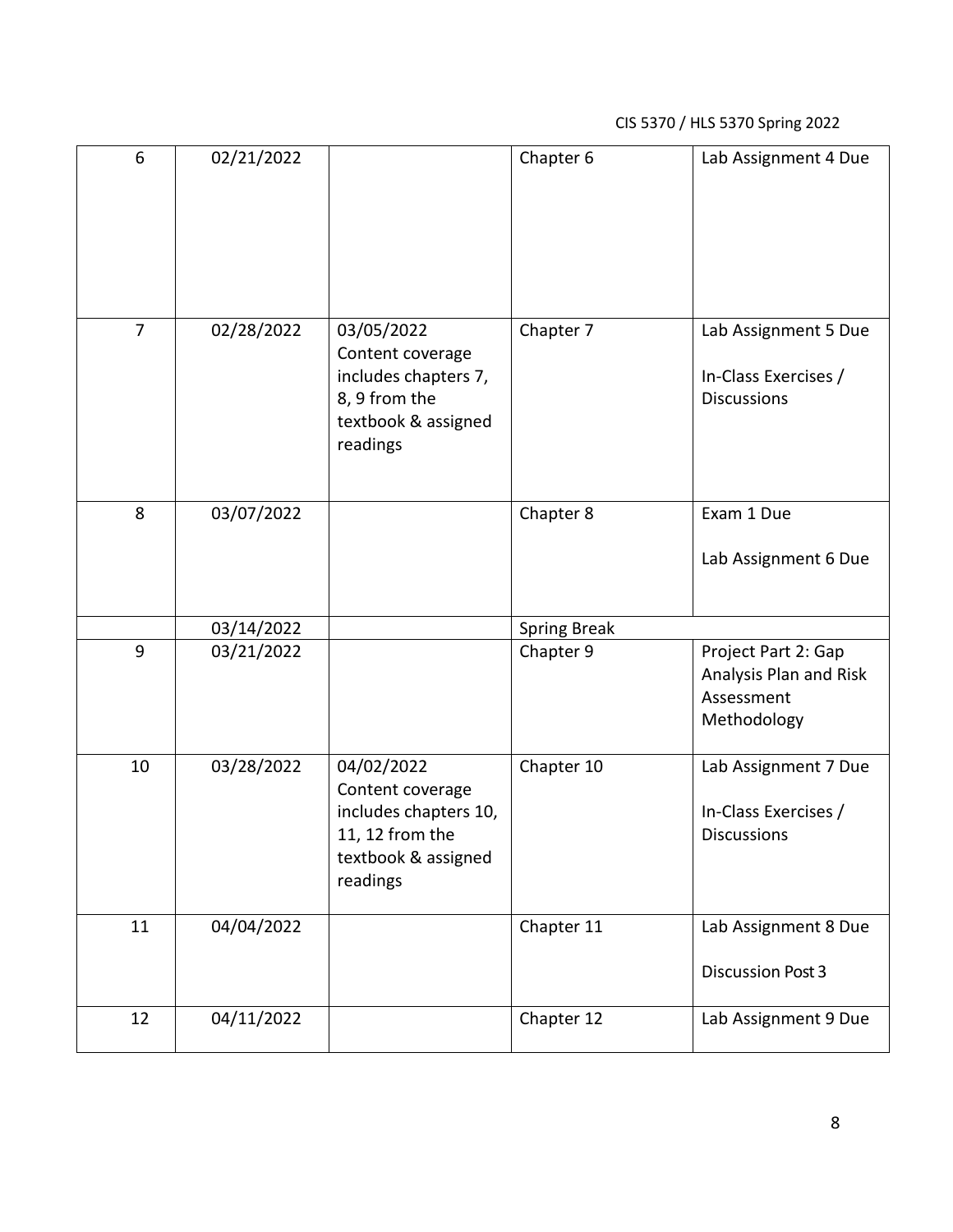| | | | | |
|---|---|---|---|---|
| 6 | 02/21/2022 | | Chapter 6 | Lab Assignment 4 Due |
| 7 | 02/28/2022 | 03/05/2022 Content coverage includes chapters 7, 8, 9 from the textbook & assigned readings | Chapter 7 | Lab Assignment 5 Due<br><br>In-Class Exercises / Discussions |
| 8 | 03/07/2022 | | Chapter 8 | Exam 1 Due<br><br>Lab Assignment 6 Due |
| | 03/14/2022 | | Spring Break | |
| 9 | 03/21/2022 | | Chapter 9 | Project Part 2: Gap Analysis Plan and Risk Assessment Methodology |
| 10 | 03/28/2022 | 04/02/2022 Content coverage includes chapters 10, 11, 12 from the textbook & assigned readings | Chapter 10 | Lab Assignment 7 Due<br><br>In-Class Exercises / Discussions |
| 11 | 04/04/2022 | | Chapter 11 | Lab Assignment 8 Due<br><br>Discussion Post 3 |
| 12 | 04/11/2022 | | Chapter 12 | Lab Assignment 9 Due |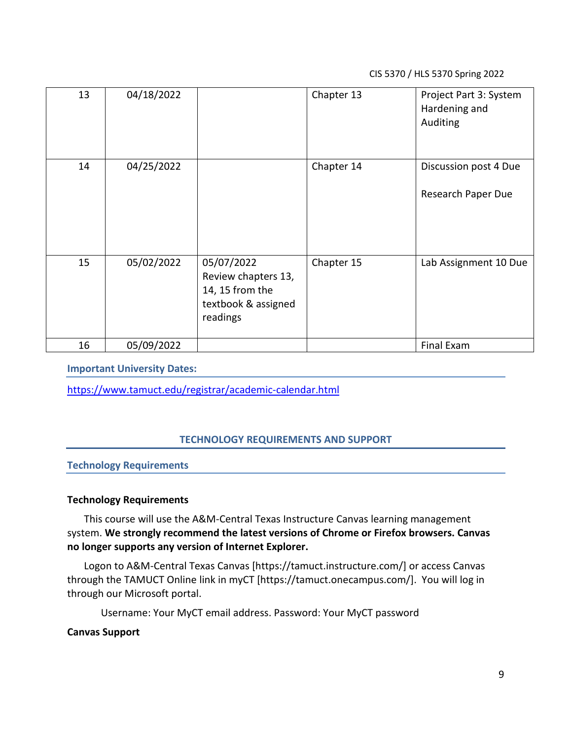| | | | | |
|---|---|---|---|---|
| 13 | 04/18/2022 | | Chapter 13 | Project Part 3: System Hardening and Auditing |
| 14 | 04/25/2022 | | Chapter 14 | Discussion post 4 Due<br><br>Research Paper Due |
| 15 | 05/02/2022 | 05/07/2022 Review chapters 13, 14, 15 from the textbook & assigned readings | Chapter 15 | Lab Assignment 10 Due |
| 16 | 05/09/2022 | | | Final Exam |

### Important University Dates:

https://www.tamuct.edu/registrar/academic-calendar.html

## TECHNOLOGY REQUIREMENTS AND SUPPORT

### Technology Requirements

**Technology Requirements**

This course will use the A&M-Central Texas Instructure Canvas learning management system. **We strongly recommend the latest versions of Chrome or Firefox browsers. Canvas no longer supports any version of Internet Explorer.**

Logon to A&M-Central Texas Canvas [https://tamuct.instructure.com/] or access Canvas through the TAMUCT Online link in myCT [https://tamuct.onecampus.com/]. You will log in through our Microsoft portal.

Username: Your MyCT email address. Password: Your MyCT password

**Canvas Support**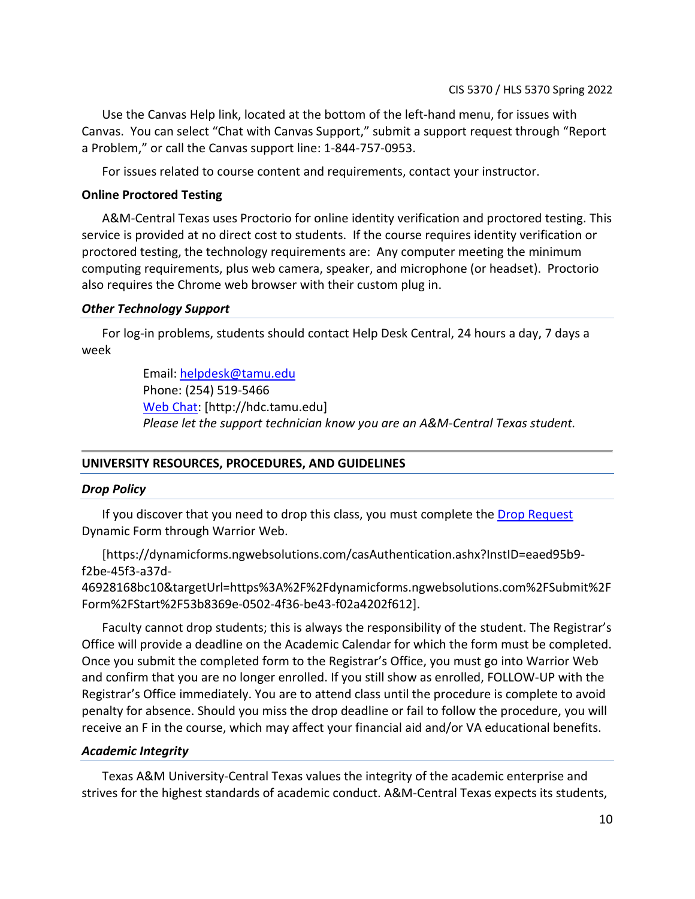Use the Canvas Help link, located at the bottom of the left-hand menu, for issues with Canvas. You can select "Chat with Canvas Support," submit a support request through "Report a Problem," or call the Canvas support line: 1-844-757-0953.

For issues related to course content and requirements, contact your instructor.

**Online Proctored Testing**

A&M-Central Texas uses Proctorio for online identity verification and proctored testing. This service is provided at no direct cost to students. If the course requires identity verification or proctored testing, the technology requirements are: Any computer meeting the minimum computing requirements, plus web camera, speaker, and microphone (or headset). Proctorio also requires the Chrome web browser with their custom plug in.

### *Other Technology Support*

For log-in problems, students should contact Help Desk Central, 24 hours a day, 7 days a week

> Email: [helpdesk@tamu.edu](mailto:helpdesk@tamu.edu)
> Phone: (254) 519-5466
> [Web Chat](http://hdc.tamu.edu): [http://hdc.tamu.edu]
> *Please let the support technician know you are an A&M-Central Texas student.*

## UNIVERSITY RESOURCES, PROCEDURES, AND GUIDELINES

### *Drop Policy*

If you discover that you need to drop this class, you must complete the [Drop Request](https://dynamicforms.ngwebsolutions.com/casAuthentication.ashx?InstID=eaed95b9-f2be-45f3-a37d-46928168bc10&targetUrl=https%3A%2F%2Fdynamicforms.ngwebsolutions.com%2FSubmit%2FForm%2FStart%2F53b8369e-0502-4f36-be43-f02a4202f612) Dynamic Form through Warrior Web.

[https://dynamicforms.ngwebsolutions.com/casAuthentication.ashx?InstID=eaed95b9-f2be-45f3-a37d-46928168bc10&targetUrl=https%3A%2F%2Fdynamicforms.ngwebsolutions.com%2FSubmit%2FForm%2FStart%2F53b8369e-0502-4f36-be43-f02a4202f612].

Faculty cannot drop students; this is always the responsibility of the student. The Registrar's Office will provide a deadline on the Academic Calendar for which the form must be completed. Once you submit the completed form to the Registrar's Office, you must go into Warrior Web and confirm that you are no longer enrolled. If you still show as enrolled, FOLLOW-UP with the Registrar's Office immediately. You are to attend class until the procedure is complete to avoid penalty for absence. Should you miss the drop deadline or fail to follow the procedure, you will receive an F in the course, which may affect your financial aid and/or VA educational benefits.

### *Academic Integrity*

Texas A&M University-Central Texas values the integrity of the academic enterprise and strives for the highest standards of academic conduct. A&M-Central Texas expects its students,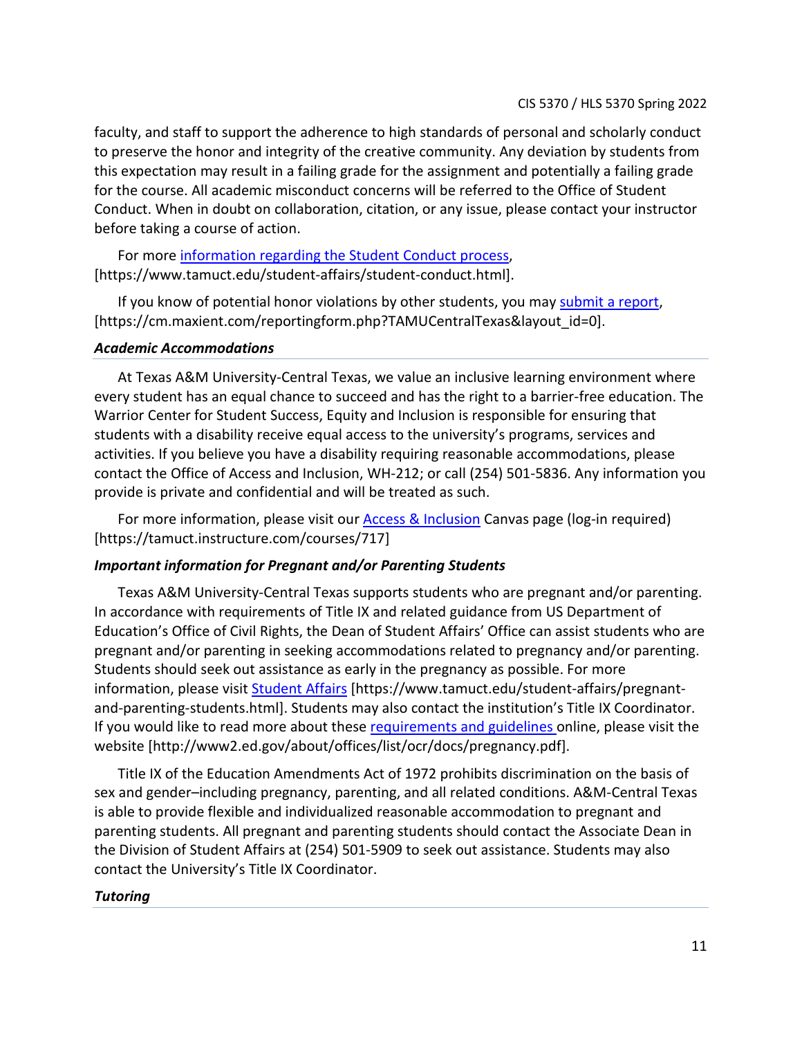faculty, and staff to support the adherence to high standards of personal and scholarly conduct to preserve the honor and integrity of the creative community. Any deviation by students from this expectation may result in a failing grade for the assignment and potentially a failing grade for the course. All academic misconduct concerns will be referred to the Office of Student Conduct. When in doubt on collaboration, citation, or any issue, please contact your instructor before taking a course of action.

For more information regarding the Student Conduct process, [https://www.tamuct.edu/student-affairs/student-conduct.html].

If you know of potential honor violations by other students, you may submit a report, [https://cm.maxient.com/reportingform.php?TAMUCentralTexas&layout_id=0].

### *Academic Accommodations*

At Texas A&M University-Central Texas, we value an inclusive learning environment where every student has an equal chance to succeed and has the right to a barrier-free education. The Warrior Center for Student Success, Equity and Inclusion is responsible for ensuring that students with a disability receive equal access to the university's programs, services and activities. If you believe you have a disability requiring reasonable accommodations, please contact the Office of Access and Inclusion, WH-212; or call (254) 501-5836. Any information you provide is private and confidential and will be treated as such.

For more information, please visit our Access & Inclusion Canvas page (log-in required) [https://tamuct.instructure.com/courses/717]

### *Important information for Pregnant and/or Parenting Students*

Texas A&M University-Central Texas supports students who are pregnant and/or parenting. In accordance with requirements of Title IX and related guidance from US Department of Education's Office of Civil Rights, the Dean of Student Affairs' Office can assist students who are pregnant and/or parenting in seeking accommodations related to pregnancy and/or parenting. Students should seek out assistance as early in the pregnancy as possible. For more information, please visit Student Affairs [https://www.tamuct.edu/student-affairs/pregnant-and-parenting-students.html]. Students may also contact the institution's Title IX Coordinator. If you would like to read more about these requirements and guidelines online, please visit the website [http://www2.ed.gov/about/offices/list/ocr/docs/pregnancy.pdf].

Title IX of the Education Amendments Act of 1972 prohibits discrimination on the basis of sex and gender–including pregnancy, parenting, and all related conditions. A&M-Central Texas is able to provide flexible and individualized reasonable accommodation to pregnant and parenting students. All pregnant and parenting students should contact the Associate Dean in the Division of Student Affairs at (254) 501-5909 to seek out assistance. Students may also contact the University's Title IX Coordinator.

### *Tutoring*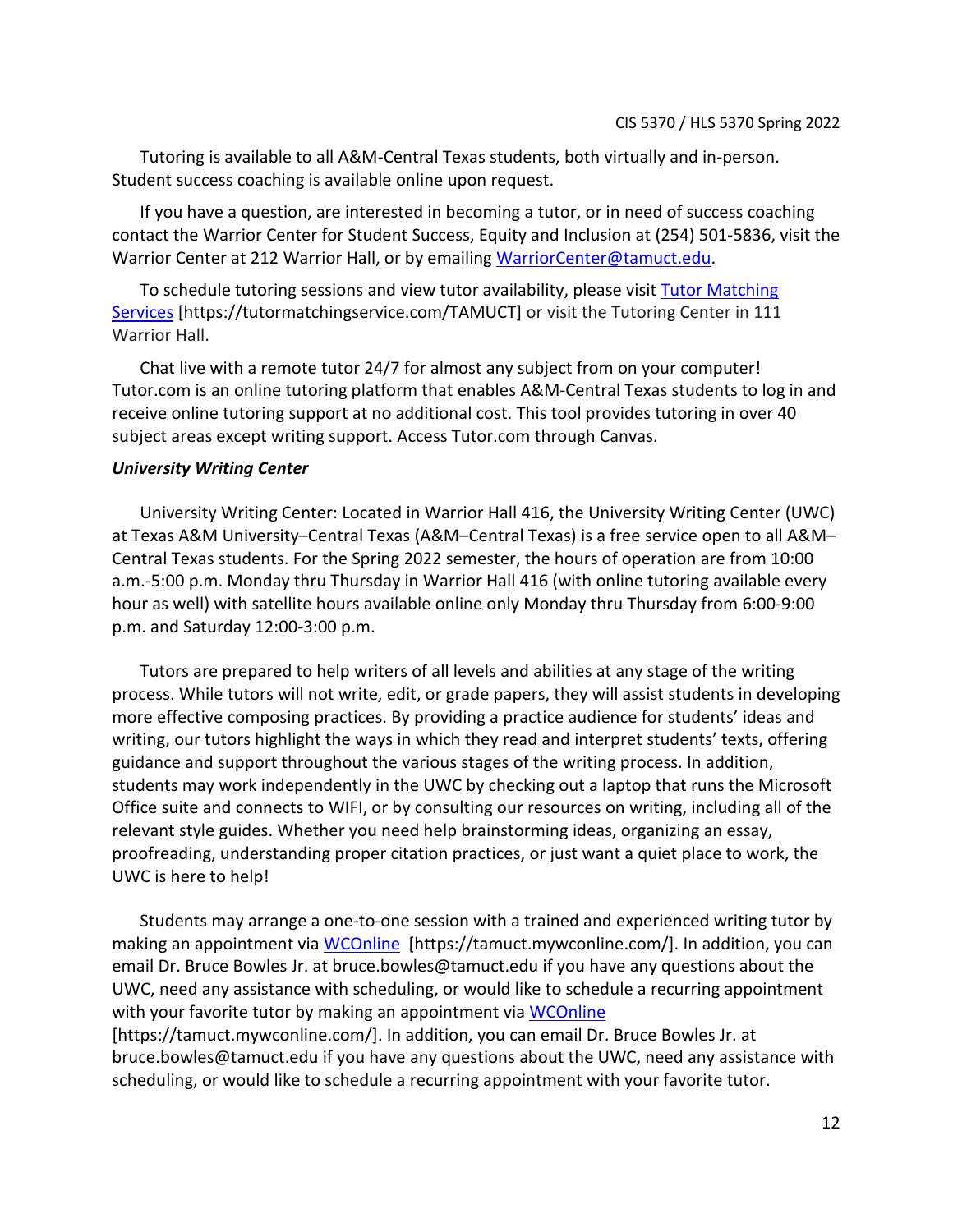Tutoring is available to all A&M-Central Texas students, both virtually and in-person. Student success coaching is available online upon request.

If you have a question, are interested in becoming a tutor, or in need of success coaching contact the Warrior Center for Student Success, Equity and Inclusion at (254) 501-5836, visit the Warrior Center at 212 Warrior Hall, or by emailing [WarriorCenter@tamuct.edu](mailto:WarriorCenter@tamuct.edu).

To schedule tutoring sessions and view tutor availability, please visit [Tutor Matching Services](https://tutormatchingservice.com/TAMUCT) [https://tutormatchingservice.com/TAMUCT] or visit the Tutoring Center in 111 Warrior Hall.

Chat live with a remote tutor 24/7 for almost any subject from on your computer! Tutor.com is an online tutoring platform that enables A&M-Central Texas students to log in and receive online tutoring support at no additional cost. This tool provides tutoring in over 40 subject areas except writing support. Access Tutor.com through Canvas.

***University Writing Center***

University Writing Center: Located in Warrior Hall 416, the University Writing Center (UWC) at Texas A&M University–Central Texas (A&M–Central Texas) is a free service open to all A&M–Central Texas students. For the Spring 2022 semester, the hours of operation are from 10:00 a.m.-5:00 p.m. Monday thru Thursday in Warrior Hall 416 (with online tutoring available every hour as well) with satellite hours available online only Monday thru Thursday from 6:00-9:00 p.m. and Saturday 12:00-3:00 p.m.

Tutors are prepared to help writers of all levels and abilities at any stage of the writing process. While tutors will not write, edit, or grade papers, they will assist students in developing more effective composing practices. By providing a practice audience for students' ideas and writing, our tutors highlight the ways in which they read and interpret students' texts, offering guidance and support throughout the various stages of the writing process. In addition, students may work independently in the UWC by checking out a laptop that runs the Microsoft Office suite and connects to WIFI, or by consulting our resources on writing, including all of the relevant style guides. Whether you need help brainstorming ideas, organizing an essay, proofreading, understanding proper citation practices, or just want a quiet place to work, the UWC is here to help!

Students may arrange a one-to-one session with a trained and experienced writing tutor by making an appointment via [WCOnline](https://tamuct.mywconline.com/) [https://tamuct.mywconline.com/]. In addition, you can email Dr. Bruce Bowles Jr. at bruce.bowles@tamuct.edu if you have any questions about the UWC, need any assistance with scheduling, or would like to schedule a recurring appointment with your favorite tutor by making an appointment via [WCOnline](https://tamuct.mywconline.com/) [https://tamuct.mywconline.com/]. In addition, you can email Dr. Bruce Bowles Jr. at bruce.bowles@tamuct.edu if you have any questions about the UWC, need any assistance with scheduling, or would like to schedule a recurring appointment with your favorite tutor.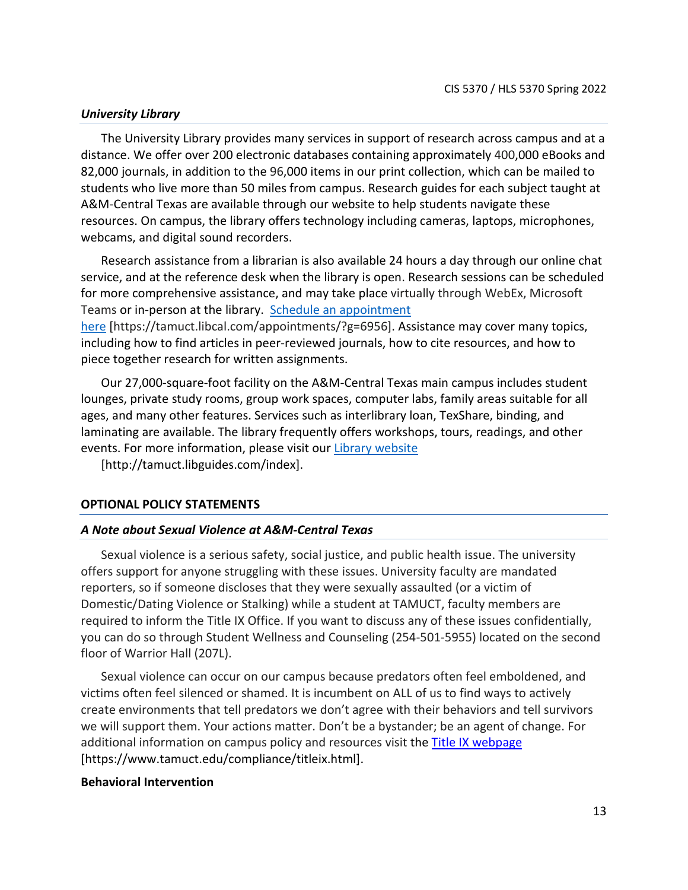***University Library***

The University Library provides many services in support of research across campus and at a distance. We offer over 200 electronic databases containing approximately 400,000 eBooks and 82,000 journals, in addition to the 96,000 items in our print collection, which can be mailed to students who live more than 50 miles from campus. Research guides for each subject taught at A&M-Central Texas are available through our website to help students navigate these resources. On campus, the library offers technology including cameras, laptops, microphones, webcams, and digital sound recorders.

Research assistance from a librarian is also available 24 hours a day through our online chat service, and at the reference desk when the library is open. Research sessions can be scheduled for more comprehensive assistance, and may take place virtually through WebEx, Microsoft Teams or in-person at the library. [Schedule an appointment here](https://tamuct.libcal.com/appointments/?g=6956) [https://tamuct.libcal.com/appointments/?g=6956]. Assistance may cover many topics, including how to find articles in peer-reviewed journals, how to cite resources, and how to piece together research for written assignments.

Our 27,000-square-foot facility on the A&M-Central Texas main campus includes student lounges, private study rooms, group work spaces, computer labs, family areas suitable for all ages, and many other features. Services such as interlibrary loan, TexShare, binding, and laminating are available. The library frequently offers workshops, tours, readings, and other events. For more information, please visit our [Library website](http://tamuct.libguides.com/index) [http://tamuct.libguides.com/index].

## OPTIONAL POLICY STATEMENTS

***A Note about Sexual Violence at A&M-Central Texas***

Sexual violence is a serious safety, social justice, and public health issue. The university offers support for anyone struggling with these issues. University faculty are mandated reporters, so if someone discloses that they were sexually assaulted (or a victim of Domestic/Dating Violence or Stalking) while a student at TAMUCT, faculty members are required to inform the Title IX Office. If you want to discuss any of these issues confidentially, you can do so through Student Wellness and Counseling (254-501-5955) located on the second floor of Warrior Hall (207L).

Sexual violence can occur on our campus because predators often feel emboldened, and victims often feel silenced or shamed. It is incumbent on ALL of us to find ways to actively create environments that tell predators we don't agree with their behaviors and tell survivors we will support them. Your actions matter. Don't be a bystander; be an agent of change. For additional information on campus policy and resources visit the [Title IX webpage](https://www.tamuct.edu/compliance/titleix.html) [https://www.tamuct.edu/compliance/titleix.html].

**Behavioral Intervention**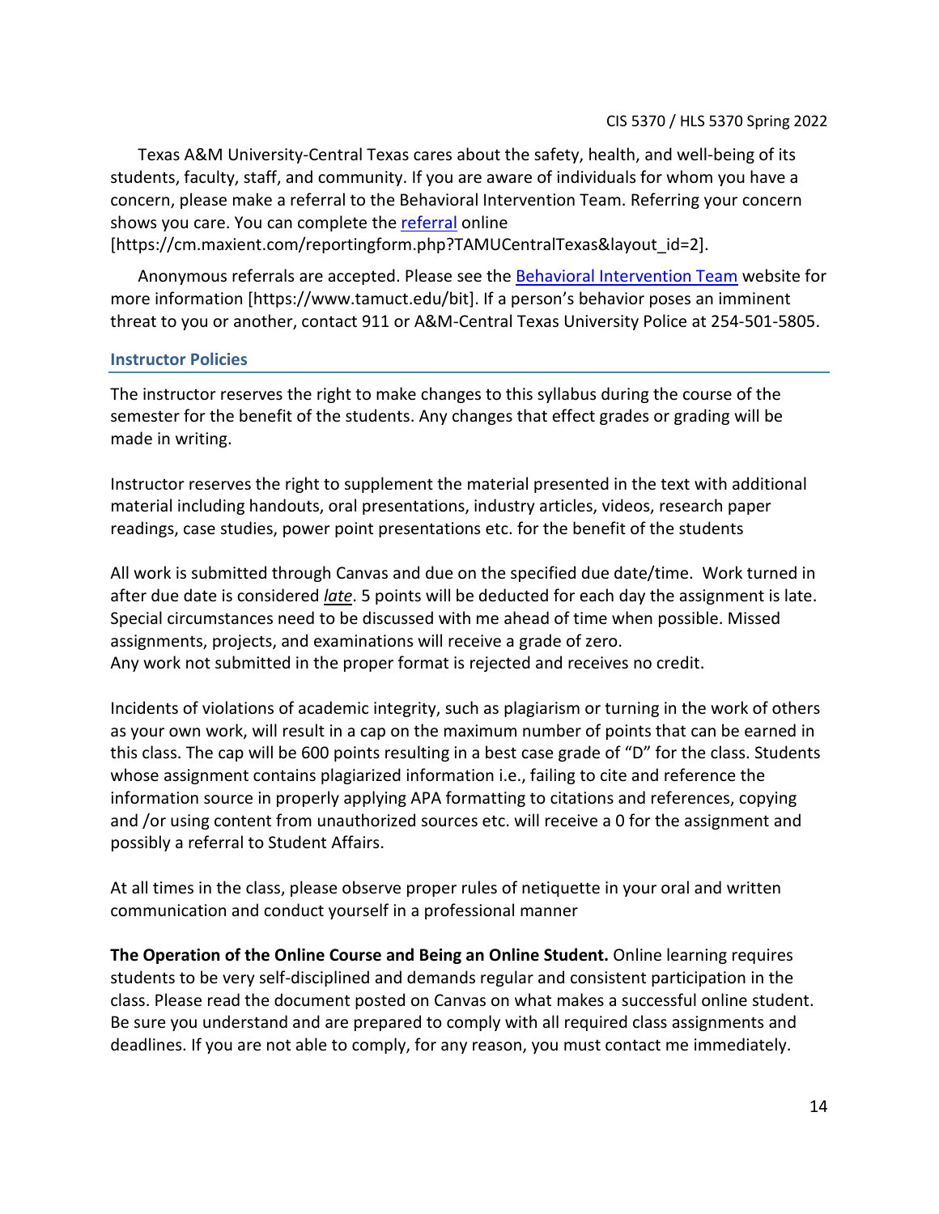Texas A&M University-Central Texas cares about the safety, health, and well-being of its students, faculty, staff, and community. If you are aware of individuals for whom you have a concern, please make a referral to the Behavioral Intervention Team. Referring your concern shows you care. You can complete the referral online [https://cm.maxient.com/reportingform.php?TAMUCentralTexas&layout_id=2].

Anonymous referrals are accepted. Please see the Behavioral Intervention Team website for more information [https://www.tamuct.edu/bit]. If a person's behavior poses an imminent threat to you or another, contact 911 or A&M-Central Texas University Police at 254-501-5805.

## Instructor Policies

The instructor reserves the right to make changes to this syllabus during the course of the semester for the benefit of the students. Any changes that effect grades or grading will be made in writing.

Instructor reserves the right to supplement the material presented in the text with additional material including handouts, oral presentations, industry articles, videos, research paper readings, case studies, power point presentations etc. for the benefit of the students

All work is submitted through Canvas and due on the specified due date/time. Work turned in after due date is considered ***late***. 5 points will be deducted for each day the assignment is late. Special circumstances need to be discussed with me ahead of time when possible. Missed assignments, projects, and examinations will receive a grade of zero.
Any work not submitted in the proper format is rejected and receives no credit.

Incidents of violations of academic integrity, such as plagiarism or turning in the work of others as your own work, will result in a cap on the maximum number of points that can be earned in this class. The cap will be 600 points resulting in a best case grade of "D" for the class. Students whose assignment contains plagiarized information i.e., failing to cite and reference the information source in properly applying APA formatting to citations and references, copying and /or using content from unauthorized sources etc. will receive a 0 for the assignment and possibly a referral to Student Affairs.

At all times in the class, please observe proper rules of netiquette in your oral and written communication and conduct yourself in a professional manner

**The Operation of the Online Course and Being an Online Student.** Online learning requires students to be very self-disciplined and demands regular and consistent participation in the class. Please read the document posted on Canvas on what makes a successful online student. Be sure you understand and are prepared to comply with all required class assignments and deadlines. If you are not able to comply, for any reason, you must contact me immediately.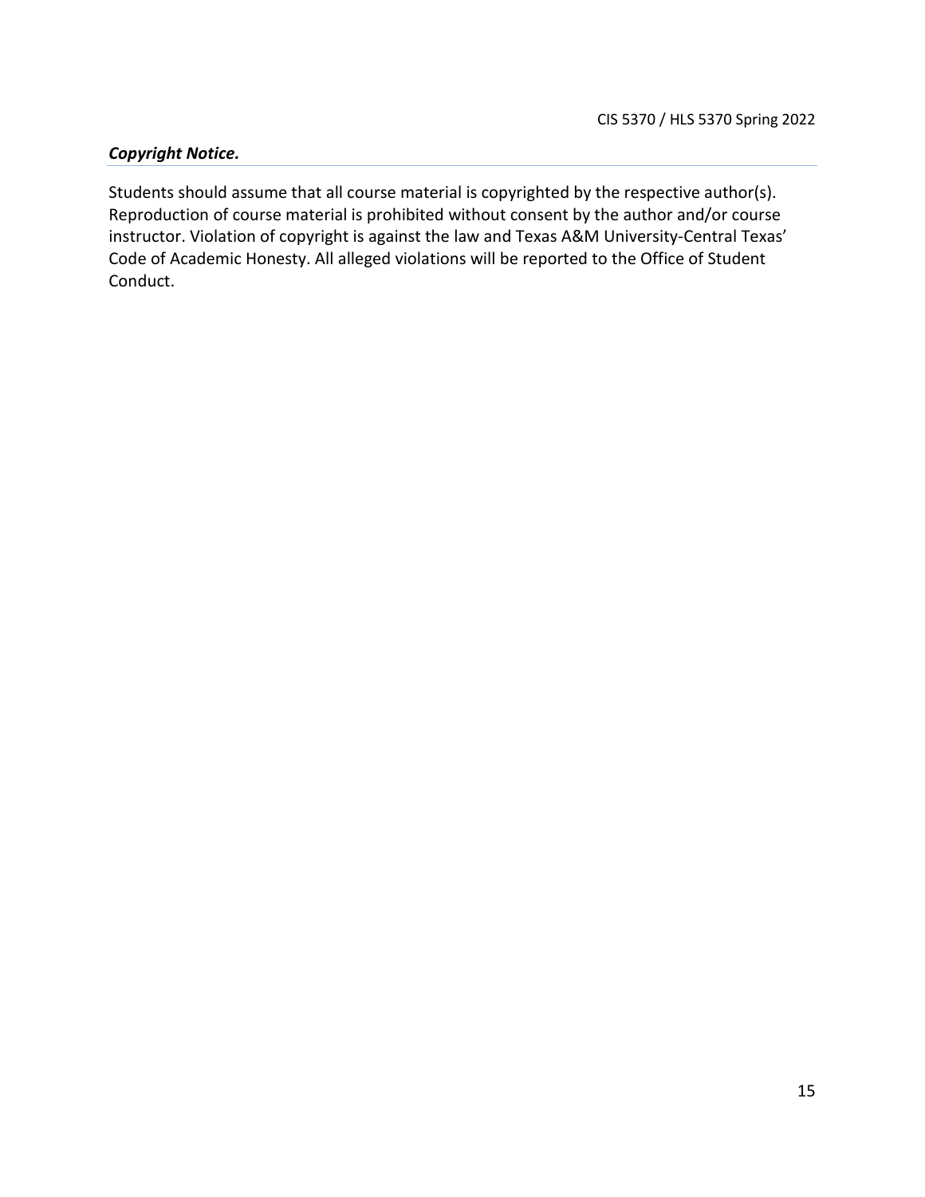### *Copyright Notice.*

Students should assume that all course material is copyrighted by the respective author(s). Reproduction of course material is prohibited without consent by the author and/or course instructor. Violation of copyright is against the law and Texas A&M University-Central Texas' Code of Academic Honesty. All alleged violations will be reported to the Office of Student Conduct.